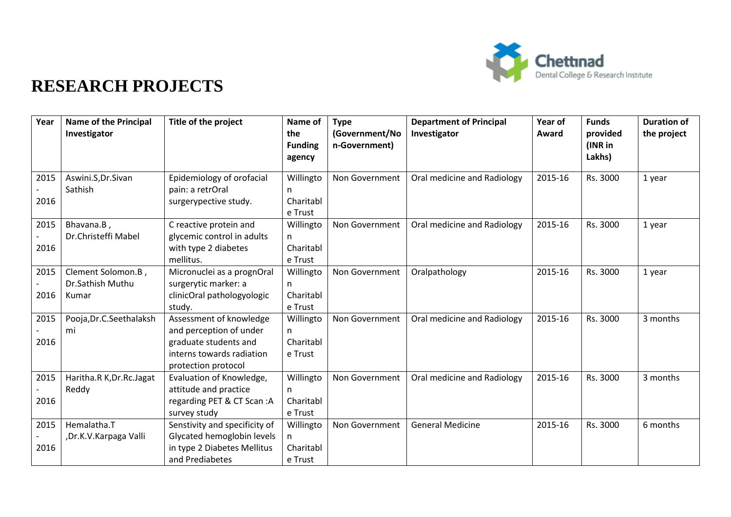# RESEARCH PROJECTS

| Year | Name of the Principal Investigator | Title of the project | Name of the Funding agency | Type (Government/Non-Government) | Department of Principal Investigator | Year of Award | Funds provided (INR in Lakhs) | Duration of the project |
|---|---|---|---|---|---|---|---|---|
| 2015 - 2016 | Aswini.S,Dr.Sivan Sathish | Epidemiology of orofacial pain: a retrOral surgerypective study. | Willington Charitable Trust | Non Government | Oral medicine and Radiology | 2015-16 | Rs. 3000 | 1 year |
| 2015 - 2016 | Bhavana.B , Dr.Christeffi Mabel | C reactive protein and glycemic control in adults with type 2 diabetes mellitus. | Willington Charitable Trust | Non Government | Oral medicine and Radiology | 2015-16 | Rs. 3000 | 1 year |
| 2015 - 2016 | Clement Solomon.B , Dr.Sathish Muthu Kumar | Micronuclei as a prognOral surgerytic marker: a clinicOral pathologyologic study. | Willington Charitable Trust | Non Government | Oralpathology | 2015-16 | Rs. 3000 | 1 year |
| 2015 - 2016 | Pooja,Dr.C.Seethalakshmi | Assessment of knowledge and perception of under graduate students and interns towards radiation protection protocol | Willington Charitable Trust | Non Government | Oral medicine and Radiology | 2015-16 | Rs. 3000 | 3 months |
| 2015 - 2016 | Haritha.R K,Dr.Rc.Jagat Reddy | Evaluation of Knowledge, attitude and practice regarding PET & CT Scan :A survey study | Willington Charitable Trust | Non Government | Oral medicine and Radiology | 2015-16 | Rs. 3000 | 3 months |
| 2015 - 2016 | Hemalatha.T ,Dr.K.V.Karpaga Valli | Senstivity and specificity of Glycated hemoglobin levels in type 2 Diabetes Mellitus and Prediabetes | Willington Charitable Trust | Non Government | General Medicine | 2015-16 | Rs. 3000 | 6 months |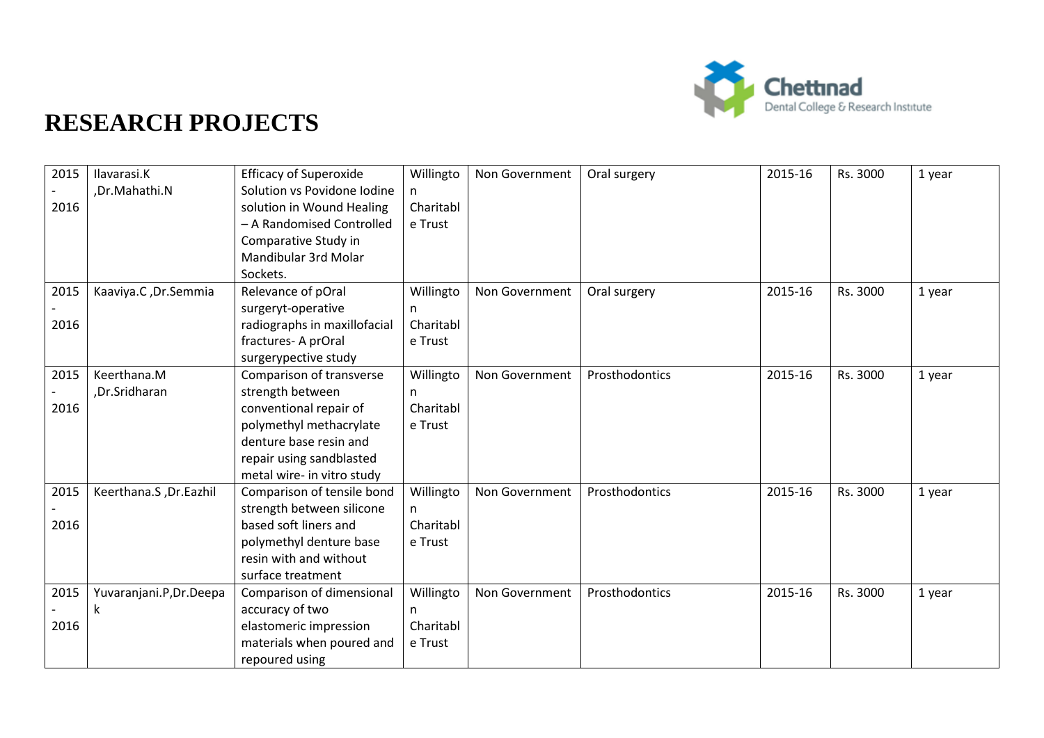# RESEARCH PROJECTS

| 2015 - 2016 | Ilavarasi.K ,Dr.Mahathi.N | Efficacy of Superoxide Solution vs Povidone Iodine solution in Wound Healing – A Randomised Controlled Comparative Study in Mandibular 3rd Molar Sockets. | Willington Charitable Trust | Non Government | Oral surgery | 2015-16 | Rs. 3000 | 1 year |
|---|---|---|---|---|---|---|---|---|
| 2015 - 2016 | Kaaviya.C ,Dr.Semmia | Relevance of pOral surgeryt-operative radiographs in maxillofacial fractures- A prOral surgerypective study | Willington Charitable Trust | Non Government | Oral surgery | 2015-16 | Rs. 3000 | 1 year |
| 2015 - 2016 | Keerthana.M ,Dr.Sridharan | Comparison of transverse strength between conventional repair of polymethyl methacrylate denture base resin and repair using sandblasted metal wire- in vitro study | Willington Charitable Trust | Non Government | Prosthodontics | 2015-16 | Rs. 3000 | 1 year |
| 2015 - 2016 | Keerthana.S ,Dr.Eazhil | Comparison of tensile bond strength between silicone based soft liners and polymethyl denture base resin with and without surface treatment | Willington Charitable Trust | Non Government | Prosthodontics | 2015-16 | Rs. 3000 | 1 year |
| 2015 - 2016 | Yuvaranjani.P,Dr.Deepak | Comparison of dimensional accuracy of two elastomeric impression materials when poured and repoured using | Willington Charitable Trust | Non Government | Prosthodontics | 2015-16 | Rs. 3000 | 1 year |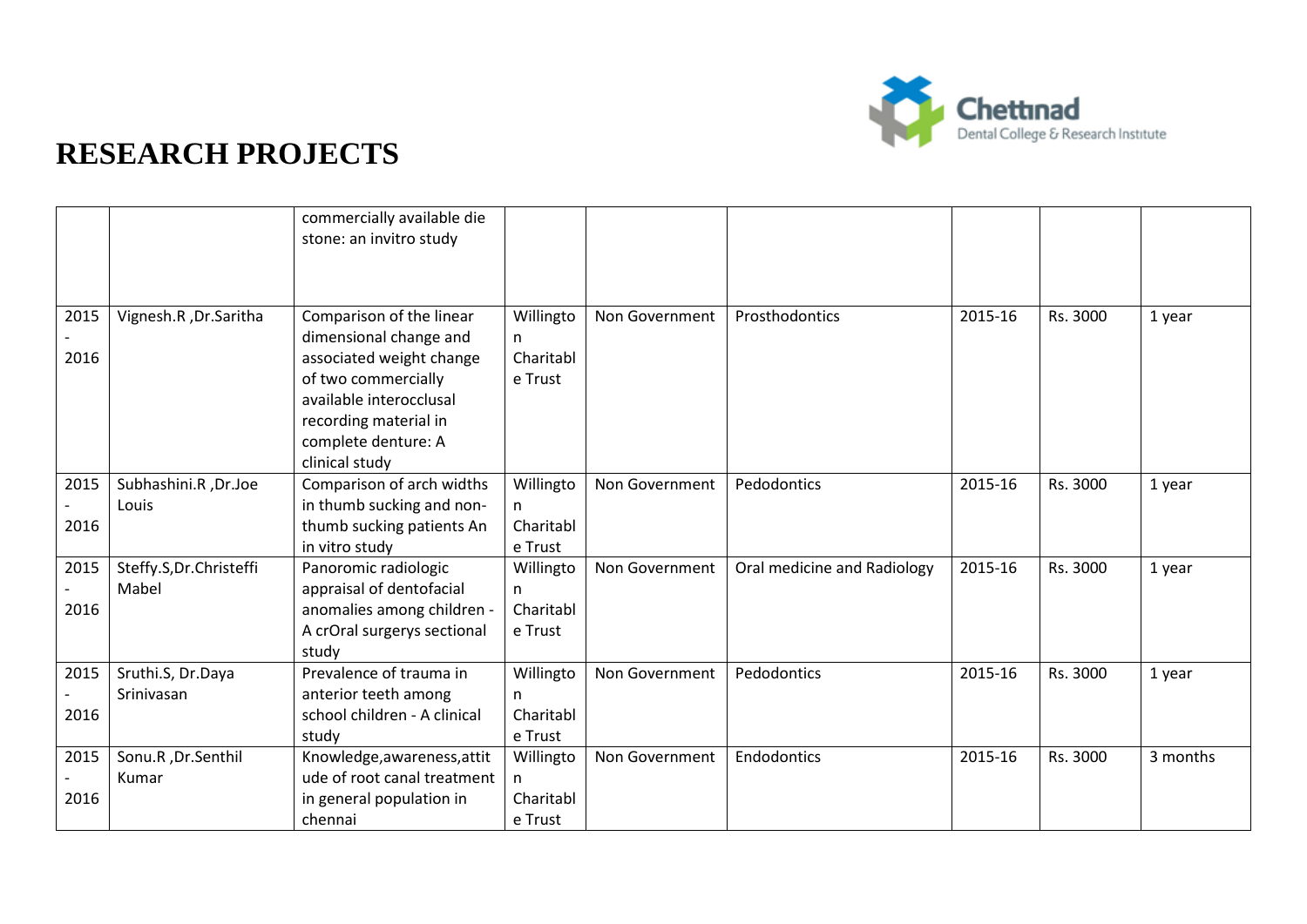# RESEARCH PROJECTS

| | | | | | | | | |
|---|---|---|---|---|---|---|---|---|
| | | commercially available die stone: an invitro study | | | | | | |
| 2015 - 2016 | Vignesh.R ,Dr.Saritha | Comparison of the linear dimensional change and associated weight change of two commercially available interocclusal recording material in complete denture: A clinical study | Willington Charitable Trust | Non Government | Prosthodontics | 2015-16 | Rs. 3000 | 1 year |
| 2015 - 2016 | Subhashini.R ,Dr.Joe Louis | Comparison of arch widths in thumb sucking and non-thumb sucking patients An in vitro study | Willington Charitable Trust | Non Government | Pedodontics | 2015-16 | Rs. 3000 | 1 year |
| 2015 - 2016 | Steffy.S,Dr.Christeffi Mabel | Panoromic radiologic appraisal of dentofacial anomalies among children - A crOral surgerys sectional study | Willington Charitable Trust | Non Government | Oral medicine and Radiology | 2015-16 | Rs. 3000 | 1 year |
| 2015 - 2016 | Sruthi.S, Dr.Daya Srinivasan | Prevalence of trauma in anterior teeth among school children - A clinical study | Willington Charitable Trust | Non Government | Pedodontics | 2015-16 | Rs. 3000 | 1 year |
| 2015 - 2016 | Sonu.R ,Dr.Senthil Kumar | Knowledge,awareness,attitude of root canal treatment in general population in chennai | Willington Charitable Trust | Non Government | Endodontics | 2015-16 | Rs. 3000 | 3 months |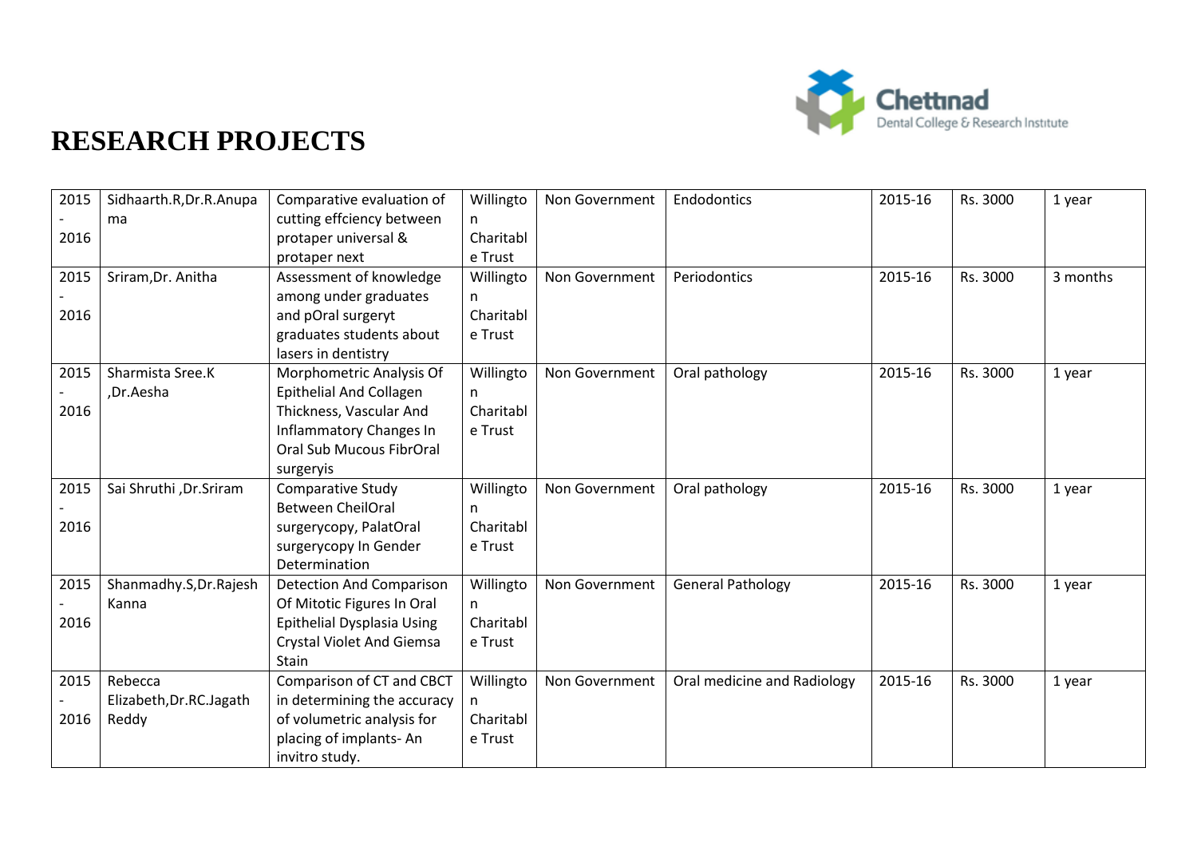# RESEARCH PROJECTS

| | | | | | | | | |
|---|---|---|---|---|---|---|---|---|
| 2015 - 2016 | Sidhaarth.R,Dr.R.Anupama | Comparative evaluation of cutting effciency between protaper universal & protaper next | Willington Charitable Trust | Non Government | Endodontics | 2015-16 | Rs. 3000 | 1 year |
| 2015 - 2016 | Sriram,Dr. Anitha | Assessment of knowledge among under graduates and pOral surgeryt graduates students about lasers in dentistry | Willington Charitable Trust | Non Government | Periodontics | 2015-16 | Rs. 3000 | 3 months |
| 2015 - 2016 | Sharmista Sree.K ,Dr.Aesha | Morphometric Analysis Of Epithelial And Collagen Thickness, Vascular And Inflammatory Changes In Oral Sub Mucous FibrOral surgeryis | Willington Charitable Trust | Non Government | Oral pathology | 2015-16 | Rs. 3000 | 1 year |
| 2015 - 2016 | Sai Shruthi ,Dr.Sriram | Comparative Study Between CheilOral surgerycopy, PalatOral surgerycopy In Gender Determination | Willington Charitable Trust | Non Government | Oral pathology | 2015-16 | Rs. 3000 | 1 year |
| 2015 - 2016 | Shanmadhy.S,Dr.Rajesh Kanna | Detection And Comparison Of Mitotic Figures In Oral Epithelial Dysplasia Using Crystal Violet And Giemsa Stain | Willington Charitable Trust | Non Government | General Pathology | 2015-16 | Rs. 3000 | 1 year |
| 2015 - 2016 | Rebecca Elizabeth,Dr.RC.Jagath Reddy | Comparison of CT and CBCT in determining the accuracy of volumetric analysis for placing of implants- An invitro study. | Willington Charitable Trust | Non Government | Oral medicine and Radiology | 2015-16 | Rs. 3000 | 1 year |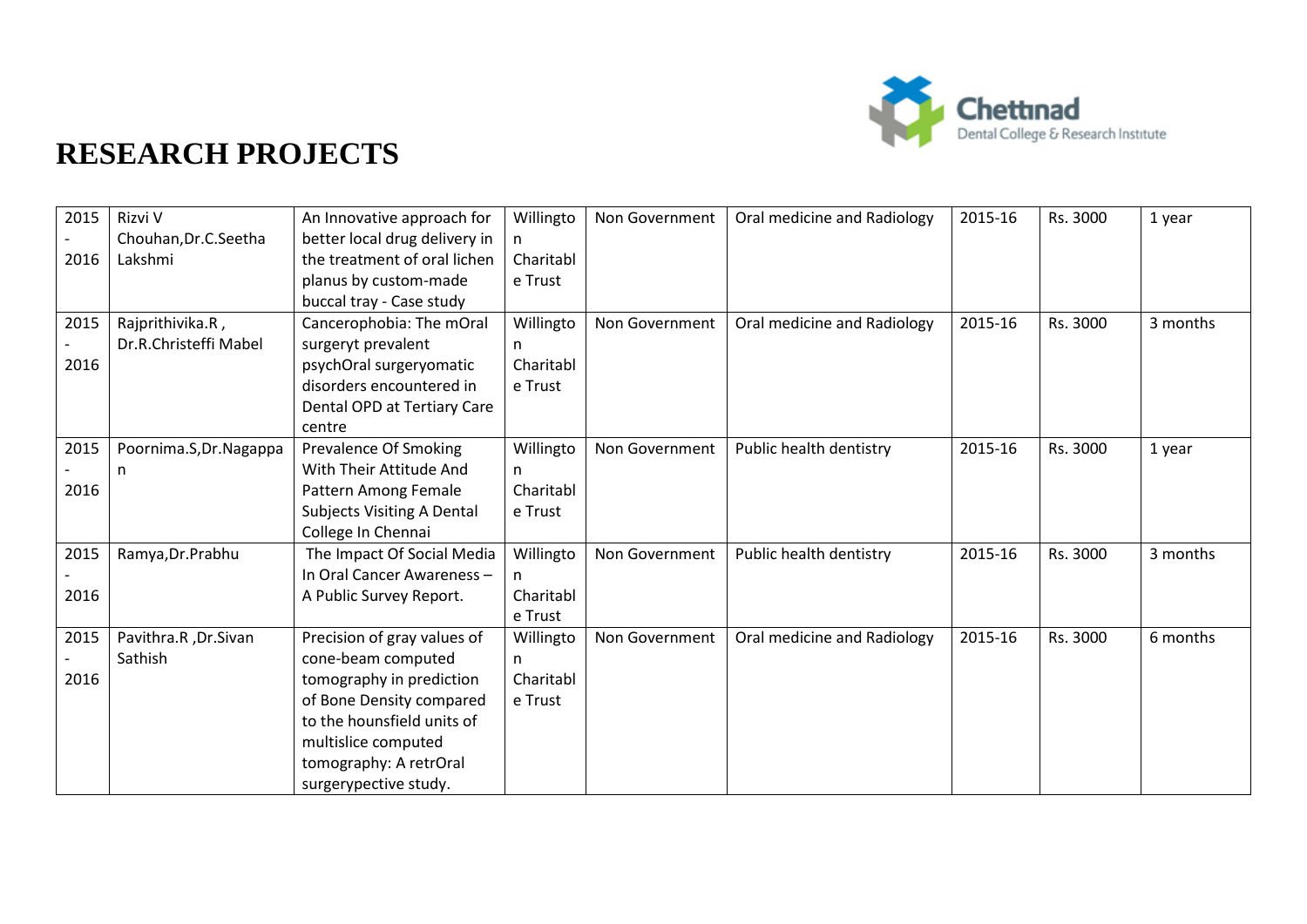# RESEARCH PROJECTS

| 2015 - 2016 | Rizvi V Chouhan,Dr.C.Seetha Lakshmi | An Innovative approach for better local drug delivery in the treatment of oral lichen planus by custom-made buccal tray - Case study | Willington Charitable Trust | Non Government | Oral medicine and Radiology | 2015-16 | Rs. 3000 | 1 year |
|---|---|---|---|---|---|---|---|---|
| 2015 - 2016 | Rajprithivika.R , Dr.R.Christeffi Mabel | Cancerophobia: The mOral surgeryt prevalent psychOral surgeryomatic disorders encountered in Dental OPD at Tertiary Care centre | Willington Charitable Trust | Non Government | Oral medicine and Radiology | 2015-16 | Rs. 3000 | 3 months |
| 2015 - 2016 | Poornima.S,Dr.Nagappan | Prevalence Of Smoking With Their Attitude And Pattern Among Female Subjects Visiting A Dental College In Chennai | Willington Charitable Trust | Non Government | Public health dentistry | 2015-16 | Rs. 3000 | 1 year |
| 2015 - 2016 | Ramya,Dr.Prabhu | The Impact Of Social Media In Oral Cancer Awareness – A Public Survey Report. | Willington Charitable Trust | Non Government | Public health dentistry | 2015-16 | Rs. 3000 | 3 months |
| 2015 - 2016 | Pavithra.R ,Dr.Sivan Sathish | Precision of gray values of cone-beam computed tomography in prediction of Bone Density compared to the hounsfield units of multislice computed tomography: A retrOral surgerypective study. | Willington Charitable Trust | Non Government | Oral medicine and Radiology | 2015-16 | Rs. 3000 | 6 months |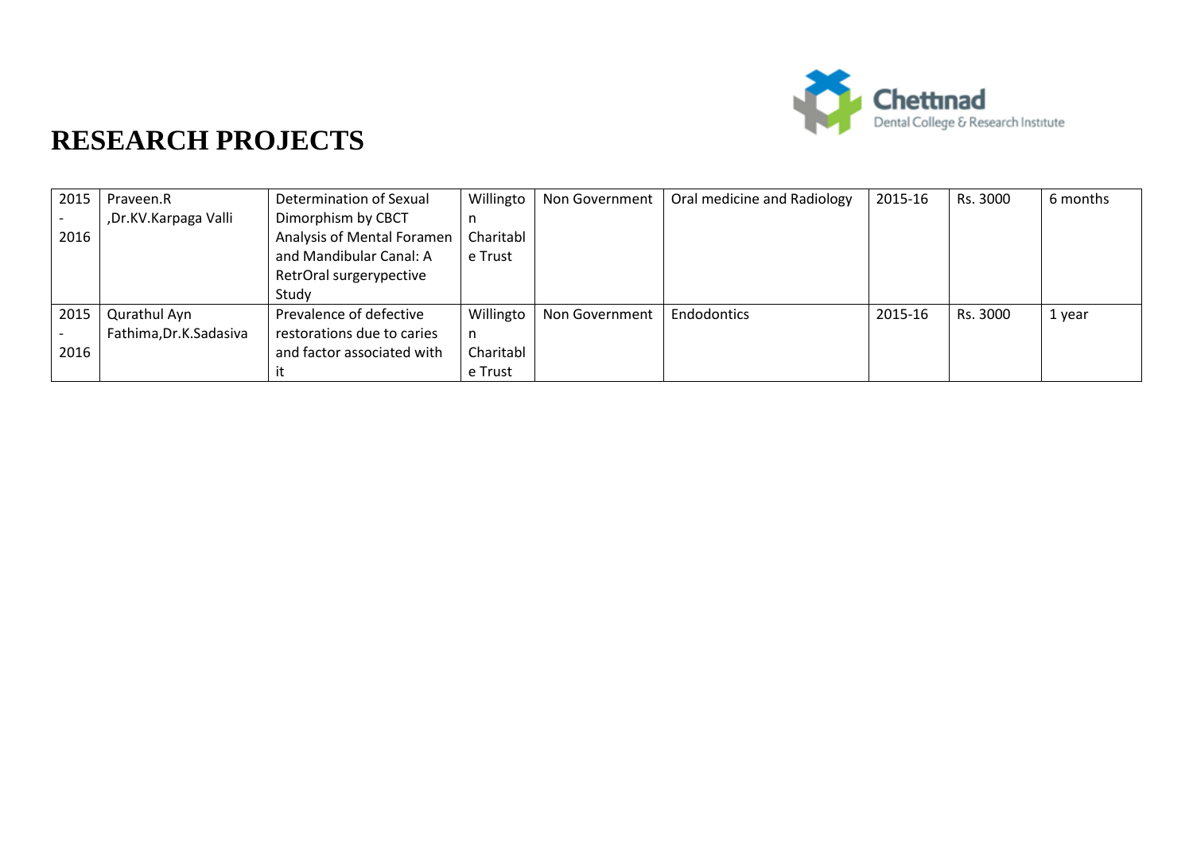# RESEARCH PROJECTS

| | | | | | | | | |
|---|---|---|---|---|---|---|---|---|
| 2015 - 2016 | Praveen.R ,Dr.KV.Karpaga Valli | Determination of Sexual Dimorphism by CBCT Analysis of Mental Foramen and Mandibular Canal: A RetrOral surgerypective Study | Willington Charitable Trust | Non Government | Oral medicine and Radiology | 2015-16 | Rs. 3000 | 6 months |
| 2015 - 2016 | Qurathul Ayn Fathima,Dr.K.Sadasiva | Prevalence of defective restorations due to caries and factor associated with it | Willington Charitable Trust | Non Government | Endodontics | 2015-16 | Rs. 3000 | 1 year |